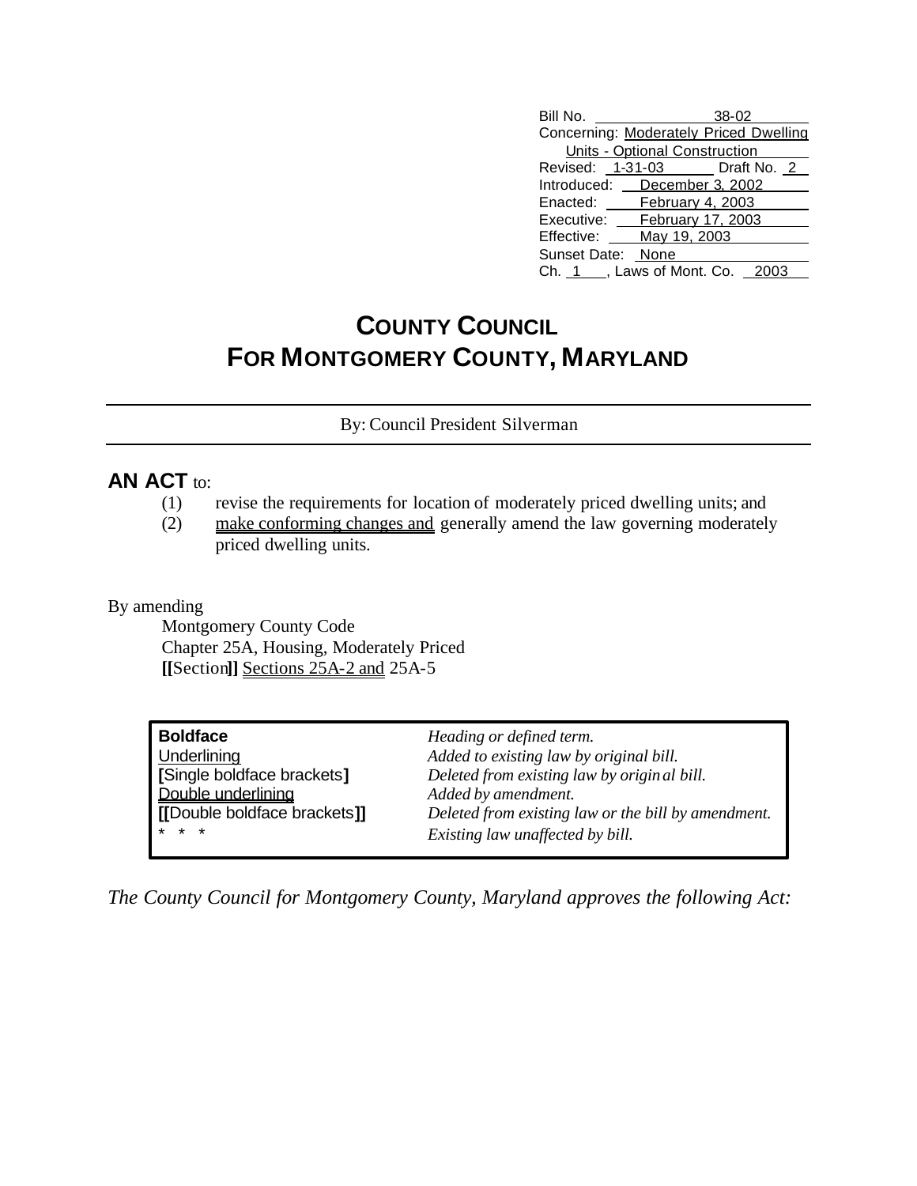Bill No. 38-02
Concerning: Moderately Priced Dwelling Units - Optional Construction
Revised: 1-31-03 Draft No. 2
Introduced: December 3, 2002
Enacted: February 4, 2003
Executive: February 17, 2003
Effective: May 19, 2003
Sunset Date: None
Ch. 1, Laws of Mont. Co. 2003

# COUNTY COUNCIL FOR MONTGOMERY COUNTY, MARYLAND

By: Council President Silverman

**AN ACT** to:

(1) revise the requirements for location of moderately priced dwelling units; and
(2) make conforming changes and generally amend the law governing moderately priced dwelling units.

By amending
Montgomery County Code
Chapter 25A, Housing, Moderately Priced
**[[**Section**]]** Sections 25A-2 and 25A-5

| | |
|---|---|
| **Boldface** | *Heading or defined term.* |
| Underlining | *Added to existing law by original bill.* |
| **[**Single boldface brackets**]** | *Deleted from existing law by original bill.* |
| Double underlining | *Added by amendment.* |
| **[[**Double boldface brackets**]]** | *Deleted from existing law or the bill by amendment.* |
| * * * | *Existing law unaffected by bill.* |

*The County Council for Montgomery County, Maryland approves the following Act:*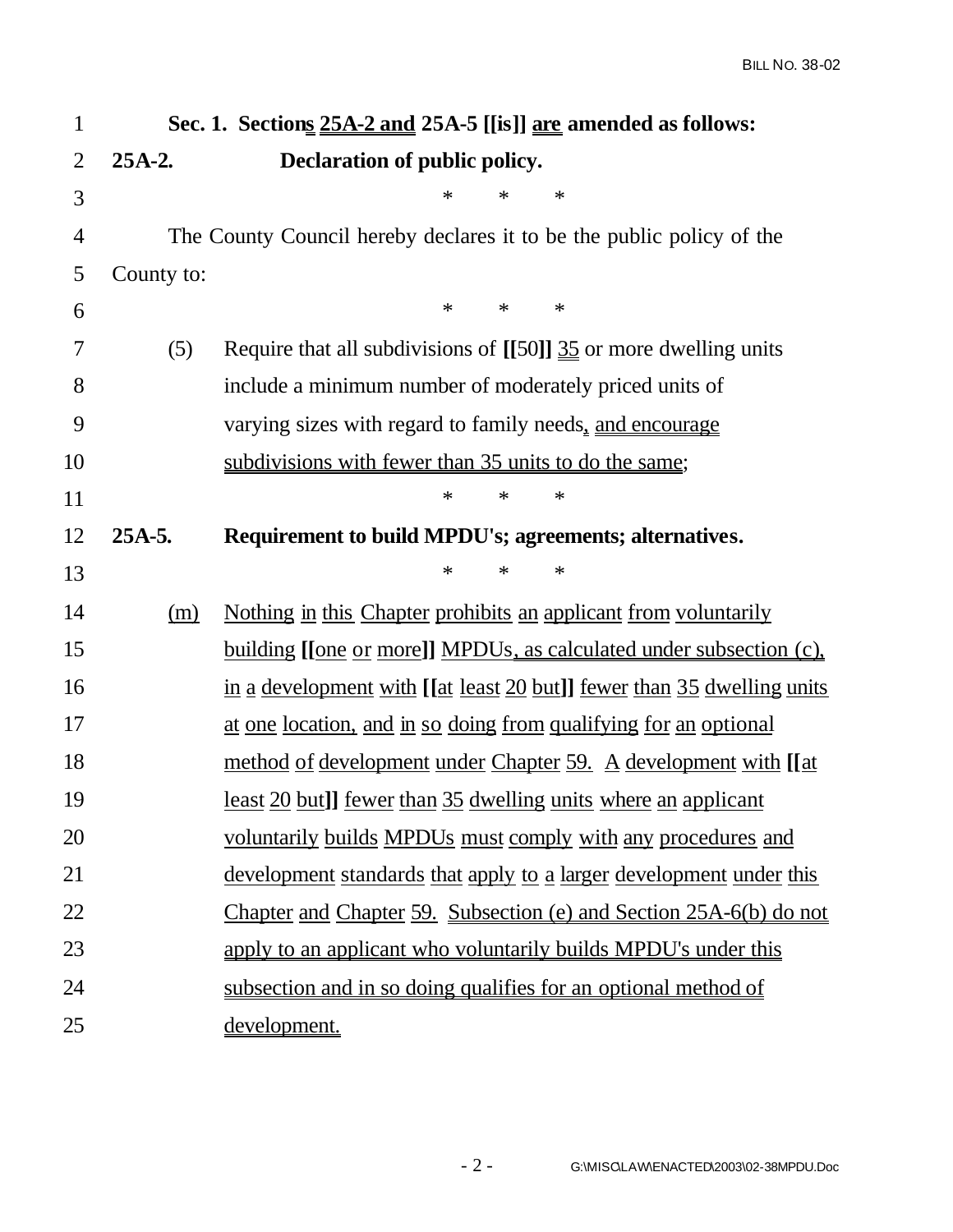**Sec. 1. Sections 25A-2 and 25A-5 [[is]] are amended as follows:**

**25A-2. Declaration of public policy.**

\* \* \*

The County Council hereby declares it to be the public policy of the County to:

\* \* \*

(5) Require that all subdivisions of **[[**50**]]** 35 or more dwelling units include a minimum number of moderately priced units of varying sizes with regard to family needs, and encourage subdivisions with fewer than 35 units to do the same;

\* \* \*

**25A-5. Requirement to build MPDU's; agreements; alternatives.**

\* \* \*

(m) Nothing in this Chapter prohibits an applicant from voluntarily building **[[**one or more**]]** MPDUs, as calculated under subsection (c), in a development with **[[**at least 20 but**]]** fewer than 35 dwelling units at one location, and in so doing from qualifying for an optional method of development under Chapter 59. A development with **[[**at least 20 but**]]** fewer than 35 dwelling units where an applicant voluntarily builds MPDUs must comply with any procedures and development standards that apply to a larger development under this Chapter and Chapter 59. Subsection (e) and Section 25A-6(b) do not apply to an applicant who voluntarily builds MPDU's under this subsection and in so doing qualifies for an optional method of development.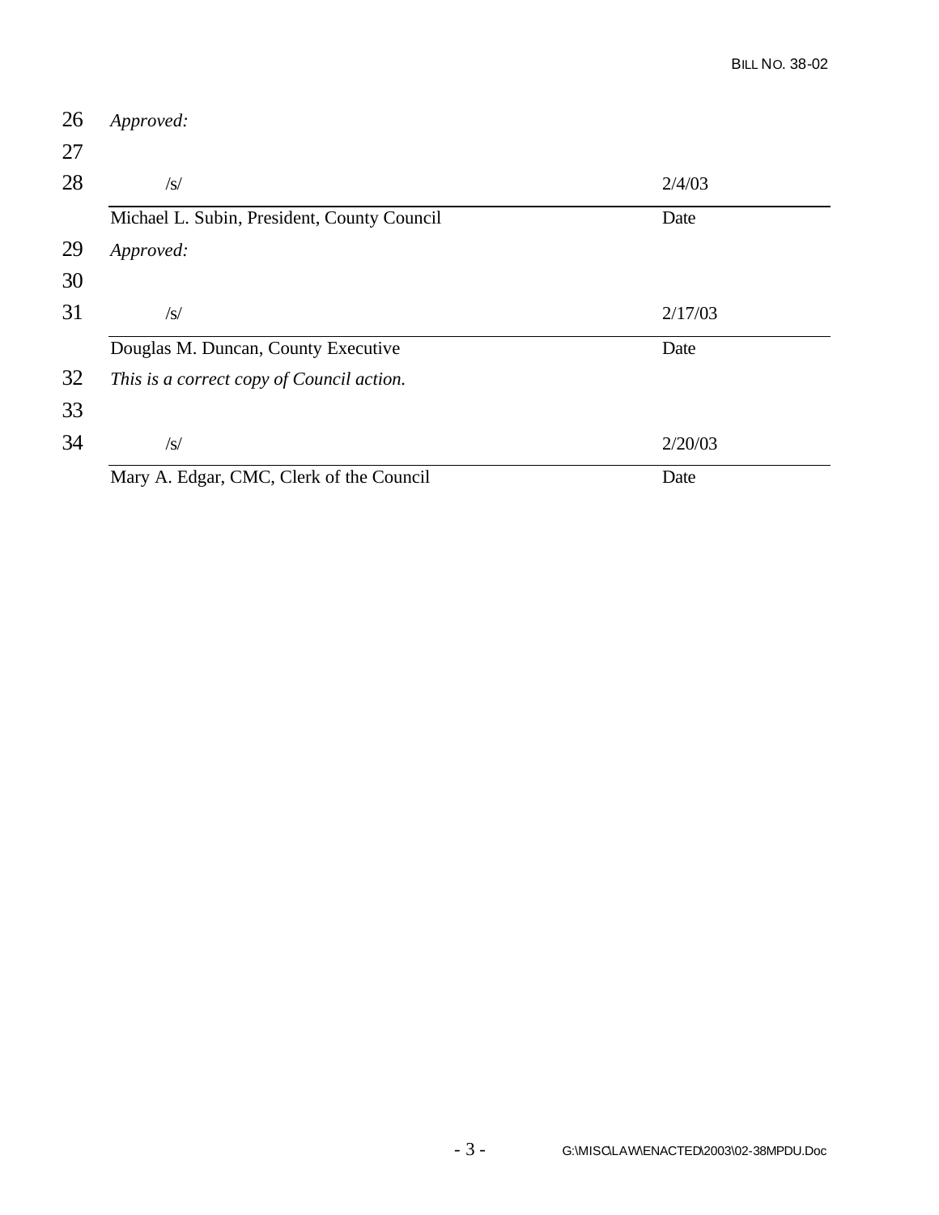26 *Approved:*

27

28 /s/ 2/4/03

Michael L. Subin, President, County Council Date

29 *Approved:*

30

31 /s/ 2/17/03

Douglas M. Duncan, County Executive Date

32 *This is a correct copy of Council action.*

33

34 /s/ 2/20/03

Mary A. Edgar, CMC, Clerk of the Council Date